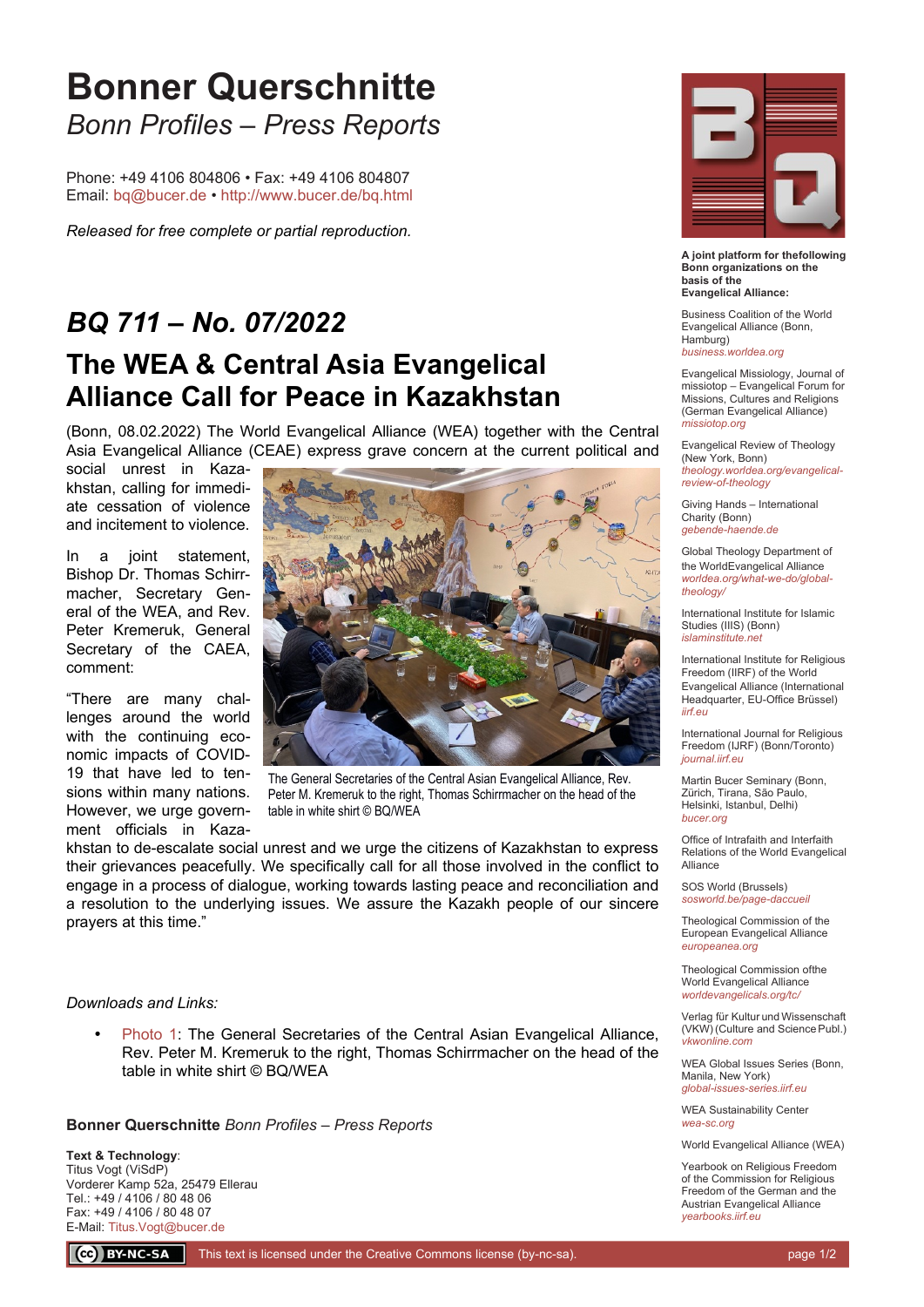# Bonner Querschnitte

*Bonn Profiles – Press Reports*

Phone: +49 4106 804806 • Fax: +49 4106 804807
Email: bq@bucer.de • http://www.bucer.de/bq.html

*Released for free complete or partial reproduction.*

## *BQ 711 – No. 07/2022*

## The WEA & Central Asia Evangelical Alliance Call for Peace in Kazakhstan

(Bonn, 08.02.2022) The World Evangelical Alliance (WEA) together with the Central Asia Evangelical Alliance (CEAE) express grave concern at the current political and social unrest in Kazakhstan, calling for immediate cessation of violence and incitement to violence.

In a joint statement, Bishop Dr. Thomas Schirrmacher, Secretary General of the WEA, and Rev. Peter Kremeruk, General Secretary of the CAEA, comment:

"There are many challenges around the world with the continuing economic impacts of COVID-19 that have led to tensions within many nations. However, we urge government officials in Kazakhstan to de-escalate social unrest and we urge the citizens of Kazakhstan to express their grievances peacefully. We specifically call for all those involved in the conflict to engage in a process of dialogue, working towards lasting peace and reconciliation and a resolution to the underlying issues. We assure the Kazakh people of our sincere prayers at this time."

The General Secretaries of the Central Asian Evangelical Alliance, Rev. Peter M. Kremeruk to the right, Thomas Schirrmacher on the head of the table in white shirt © BQ/WEA

*Downloads and Links:*

- Photo 1: The General Secretaries of the Central Asian Evangelical Alliance, Rev. Peter M. Kremeruk to the right, Thomas Schirrmacher on the head of the table in white shirt © BQ/WEA

**Bonner Querschnitte** *Bonn Profiles – Press Reports*

**Text & Technology**:
Titus Vogt (ViSdP)
Vorderer Kamp 52a, 25479 Ellerau
Tel.: +49 / 4106 / 80 48 06
Fax: +49 / 4106 / 80 48 07
E-Mail: Titus.Vogt@bucer.de

**A joint platform for thefollowing Bonn organizations on the basis of the Evangelical Alliance:**

Business Coalition of the World Evangelical Alliance (Bonn, Hamburg)
*business.worldea.org*

Evangelical Missiology, Journal of missiotop – Evangelical Forum for Missions, Cultures and Religions (German Evangelical Alliance)
*missiotop.org*

Evangelical Review of Theology (New York, Bonn)
*theology.worldea.org/evangelical-review-of-theology*

Giving Hands – International Charity (Bonn)
*gebende-haende.de*

Global Theology Department of the WorldEvangelical Alliance
*worldea.org/what-we-do/global-theology/*

International Institute for Islamic Studies (IIIS) (Bonn)
*islaminstitute.net*

International Institute for Religious Freedom (IIRF) of the World Evangelical Alliance (International Headquarter, EU-Office Brüssel)
*iirf.eu*

International Journal for Religious Freedom (IJRF) (Bonn/Toronto)
*journal.iirf.eu*

Martin Bucer Seminary (Bonn, Zürich, Tirana, São Paulo, Helsinki, Istanbul, Delhi)
*bucer.org*

Office of Intrafaith and Interfaith Relations of the World Evangelical Alliance

SOS World (Brussels)
*sosworld.be/page-daccueil*

Theological Commission of the European Evangelical Alliance
*europeanea.org*

Theological Commission ofthe World Evangelical Alliance
*worldevangelicals.org/tc/*

Verlag für Kultur und Wissenschaft (VKW) (Culture and Science Publ.)
*vkwonline.com*

WEA Global Issues Series (Bonn, Manila, New York)
*global-issues-series.iirf.eu*

WEA Sustainability Center
*wea-sc.org*

World Evangelical Alliance (WEA)

Yearbook on Religious Freedom of the Commission for Religious Freedom of the German and the Austrian Evangelical Alliance
*yearbooks.iirf.eu*

This text is licensed under the Creative Commons license (by-nc-sa).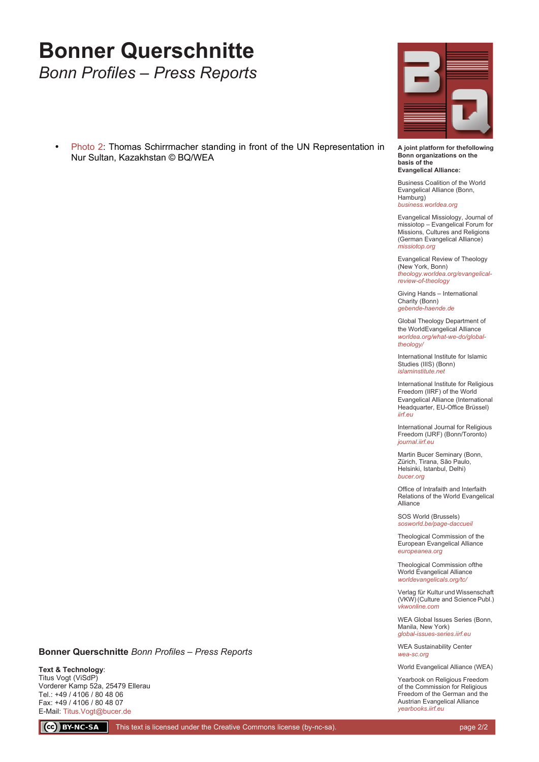# Bonner Querschnitte

*Bonn Profiles – Press Reports*

- Photo 2: Thomas Schirrmacher standing in front of the UN Representation in Nur Sultan, Kazakhstan © BQ/WEA

**Bonner Querschnitte** *Bonn Profiles – Press Reports*

**Text & Technology**:
Titus Vogt (ViSdP)
Vorderer Kamp 52a, 25479 Ellerau
Tel.: +49 / 4106 / 80 48 06
Fax: +49 / 4106 / 80 48 07
E-Mail: Titus.Vogt@bucer.de

**A joint platform for thefollowing Bonn organizations on the basis of the Evangelical Alliance:**

Business Coalition of the World Evangelical Alliance (Bonn, Hamburg)
*business.worldea.org*

Evangelical Missiology, Journal of missiotop – Evangelical Forum for Missions, Cultures and Religions (German Evangelical Alliance)
*missiotop.org*

Evangelical Review of Theology (New York, Bonn)
*theology.worldea.org/evangelical-review-of-theology*

Giving Hands – International Charity (Bonn)
*gebende-haende.de*

Global Theology Department of the WorldEvangelical Alliance
*worldea.org/what-we-do/global-theology/*

International Institute for Islamic Studies (IIIS) (Bonn)
*islaminstitute.net*

International Institute for Religious Freedom (IIRF) of the World Evangelical Alliance (International Headquarter, EU-Office Brüssel)
*iirf.eu*

International Journal for Religious Freedom (IJRF) (Bonn/Toronto)
*journal.iirf.eu*

Martin Bucer Seminary (Bonn, Zürich, Tirana, São Paulo, Helsinki, Istanbul, Delhi)
*bucer.org*

Office of Intrafaith and Interfaith Relations of the World Evangelical Alliance

SOS World (Brussels)
*sosworld.be/page-daccueil*

Theological Commission of the European Evangelical Alliance
*europeanea.org*

Theological Commission ofthe World Evangelical Alliance
*worldevangelicals.org/tc/*

Verlag für Kultur und Wissenschaft (VKW) (Culture and Science Publ.)
*vkwonline.com*

WEA Global Issues Series (Bonn, Manila, New York)
*global-issues-series.iirf.eu*

WEA Sustainability Center
*wea-sc.org*

World Evangelical Alliance (WEA)

Yearbook on Religious Freedom of the Commission for Religious Freedom of the German and the Austrian Evangelical Alliance
*yearbooks.iirf.eu*

This text is licensed under the Creative Commons license (by-nc-sa).